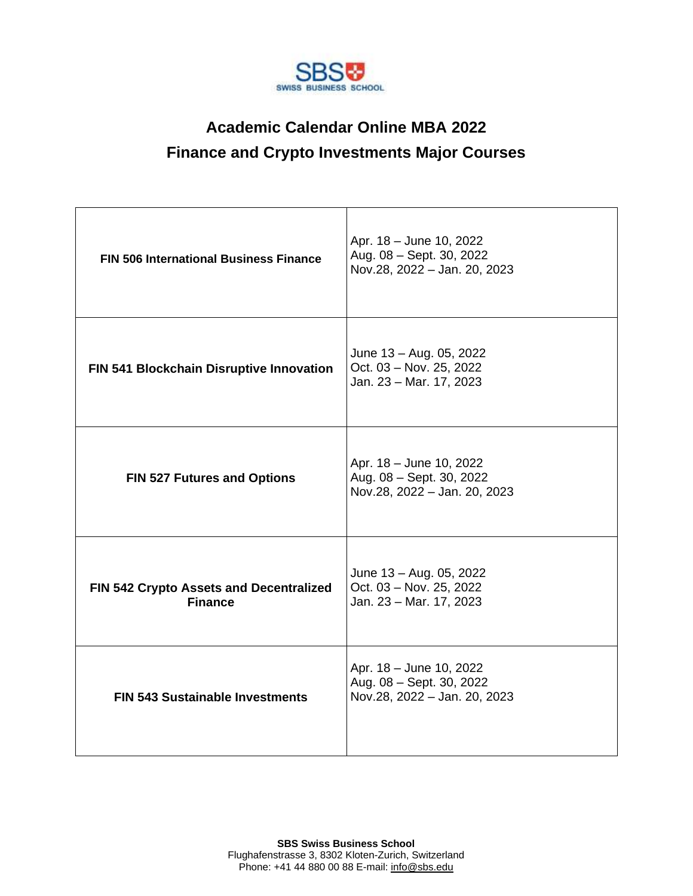SBS SWISS BUSINESS SCHOOL

# Academic Calendar Online MBA 2022

## Finance and Crypto Investments Major Courses

| Course | Dates |
|---|---|
| **FIN 506 International Business Finance** | Apr. 18 – June 10, 2022<br>Aug. 08 – Sept. 30, 2022<br>Nov.28, 2022 – Jan. 20, 2023 |
| **FIN 541 Blockchain Disruptive Innovation** | June 13 – Aug. 05, 2022<br>Oct. 03 – Nov. 25, 2022<br>Jan. 23 – Mar. 17, 2023 |
| **FIN 527 Futures and Options** | Apr. 18 – June 10, 2022<br>Aug. 08 – Sept. 30, 2022<br>Nov.28, 2022 – Jan. 20, 2023 |
| **FIN 542 Crypto Assets and Decentralized Finance** | June 13 – Aug. 05, 2022<br>Oct. 03 – Nov. 25, 2022<br>Jan. 23 – Mar. 17, 2023 |
| **FIN 543 Sustainable Investments** | Apr. 18 – June 10, 2022<br>Aug. 08 – Sept. 30, 2022<br>Nov.28, 2022 – Jan. 20, 2023 |

**SBS Swiss Business School**
Flughafenstrasse 3, 8302 Kloten-Zurich, Switzerland
Phone: +41 44 880 00 88 E-mail: info@sbs.edu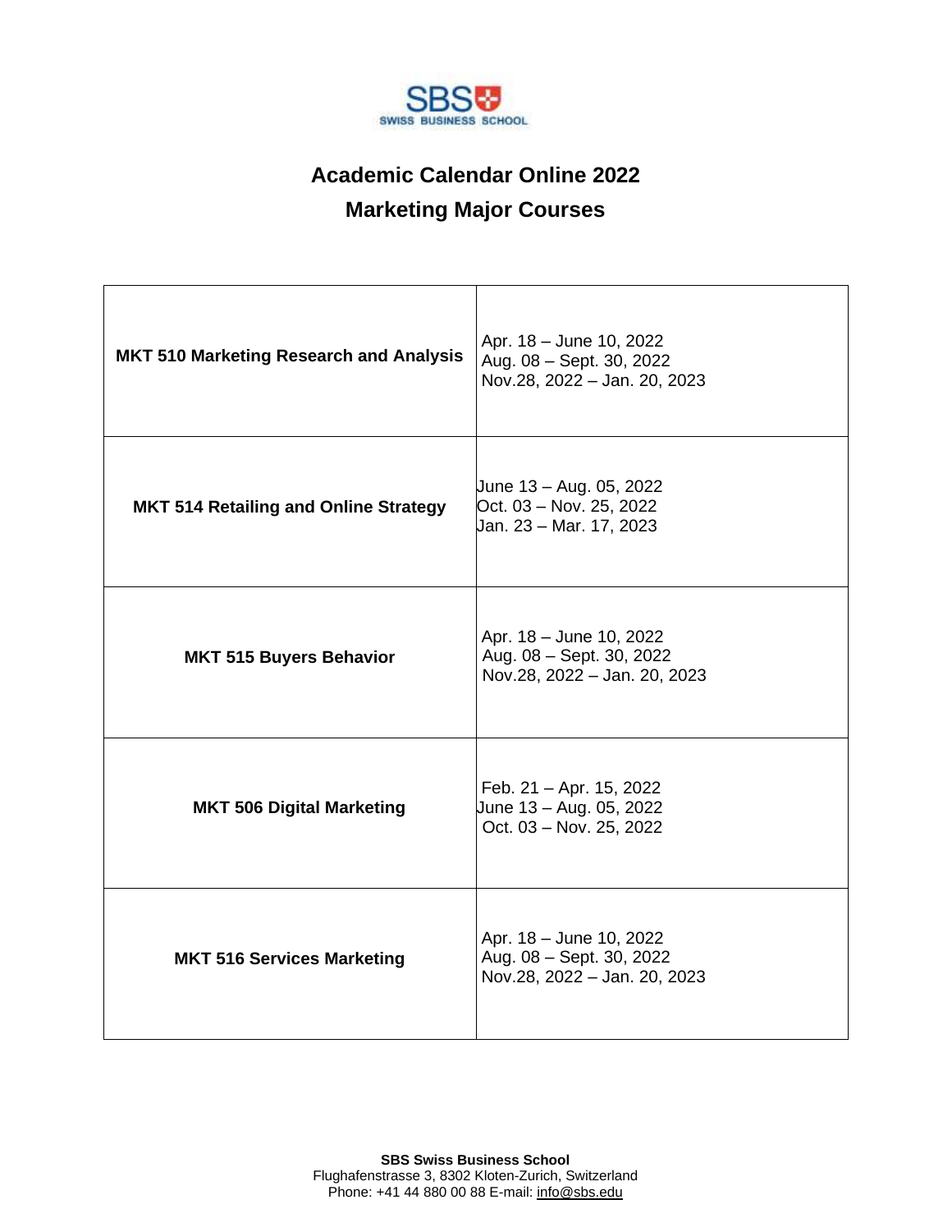# Academic Calendar Online 2022
## Marketing Major Courses

| Course | Dates |
|---|---|
| **MKT 510 Marketing Research and Analysis** | Apr. 18 – June 10, 2022<br>Aug. 08 – Sept. 30, 2022<br>Nov.28, 2022 – Jan. 20, 2023 |
| **MKT 514 Retailing and Online Strategy** | June 13 – Aug. 05, 2022<br>Oct. 03 – Nov. 25, 2022<br>Jan. 23 – Mar. 17, 2023 |
| **MKT 515 Buyers Behavior** | Apr. 18 – June 10, 2022<br>Aug. 08 – Sept. 30, 2022<br>Nov.28, 2022 – Jan. 20, 2023 |
| **MKT 506 Digital Marketing** | Feb. 21 – Apr. 15, 2022<br>June 13 – Aug. 05, 2022<br>Oct. 03 – Nov. 25, 2022 |
| **MKT 516 Services Marketing** | Apr. 18 – June 10, 2022<br>Aug. 08 – Sept. 30, 2022<br>Nov.28, 2022 – Jan. 20, 2023 |

**SBS Swiss Business School**
Flughafenstrasse 3, 8302 Kloten-Zurich, Switzerland
Phone: +41 44 880 00 88 E-mail: info@sbs.edu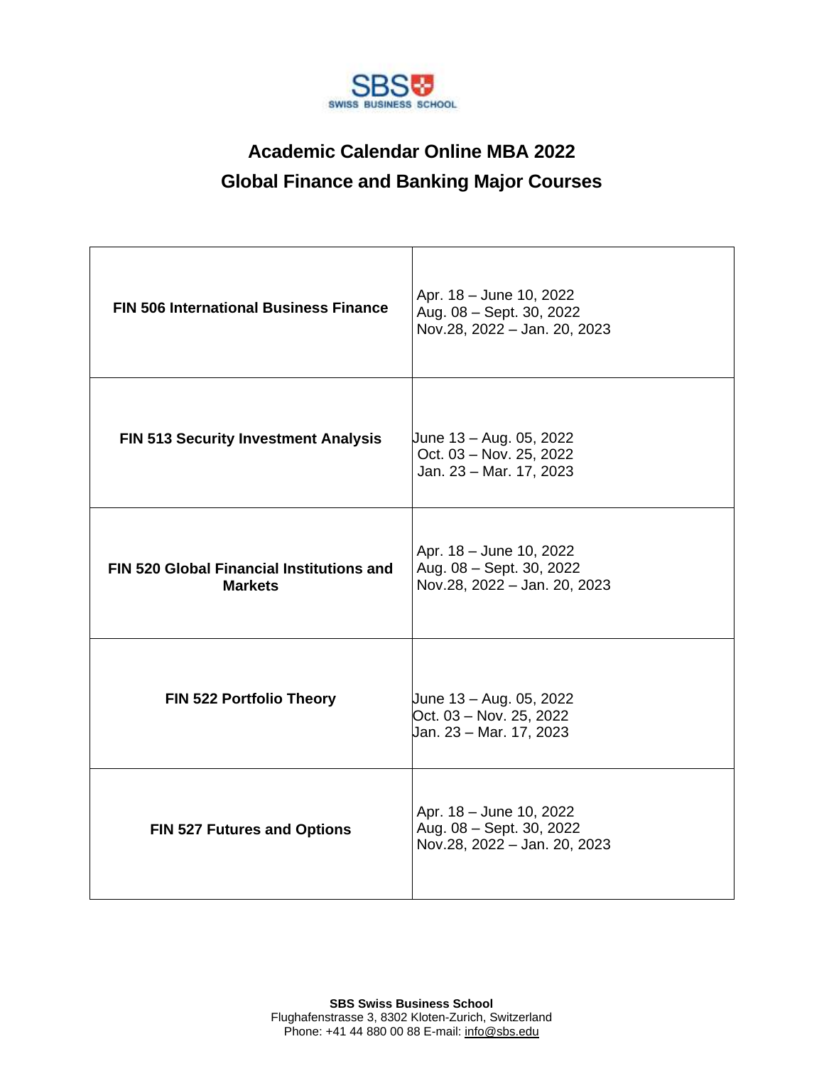# Academic Calendar Online MBA 2022

## Global Finance and Banking Major Courses

| Course | Dates |
| --- | --- |
| **FIN 506 International Business Finance** | Apr. 18 – June 10, 2022<br>Aug. 08 – Sept. 30, 2022<br>Nov.28, 2022 – Jan. 20, 2023 |
| **FIN 513 Security Investment Analysis** | June 13 – Aug. 05, 2022<br>Oct. 03 – Nov. 25, 2022<br>Jan. 23 – Mar. 17, 2023 |
| **FIN 520 Global Financial Institutions and Markets** | Apr. 18 – June 10, 2022<br>Aug. 08 – Sept. 30, 2022<br>Nov.28, 2022 – Jan. 20, 2023 |
| **FIN 522 Portfolio Theory** | June 13 – Aug. 05, 2022<br>Oct. 03 – Nov. 25, 2022<br>Jan. 23 – Mar. 17, 2023 |
| **FIN 527 Futures and Options** | Apr. 18 – June 10, 2022<br>Aug. 08 – Sept. 30, 2022<br>Nov.28, 2022 – Jan. 20, 2023 |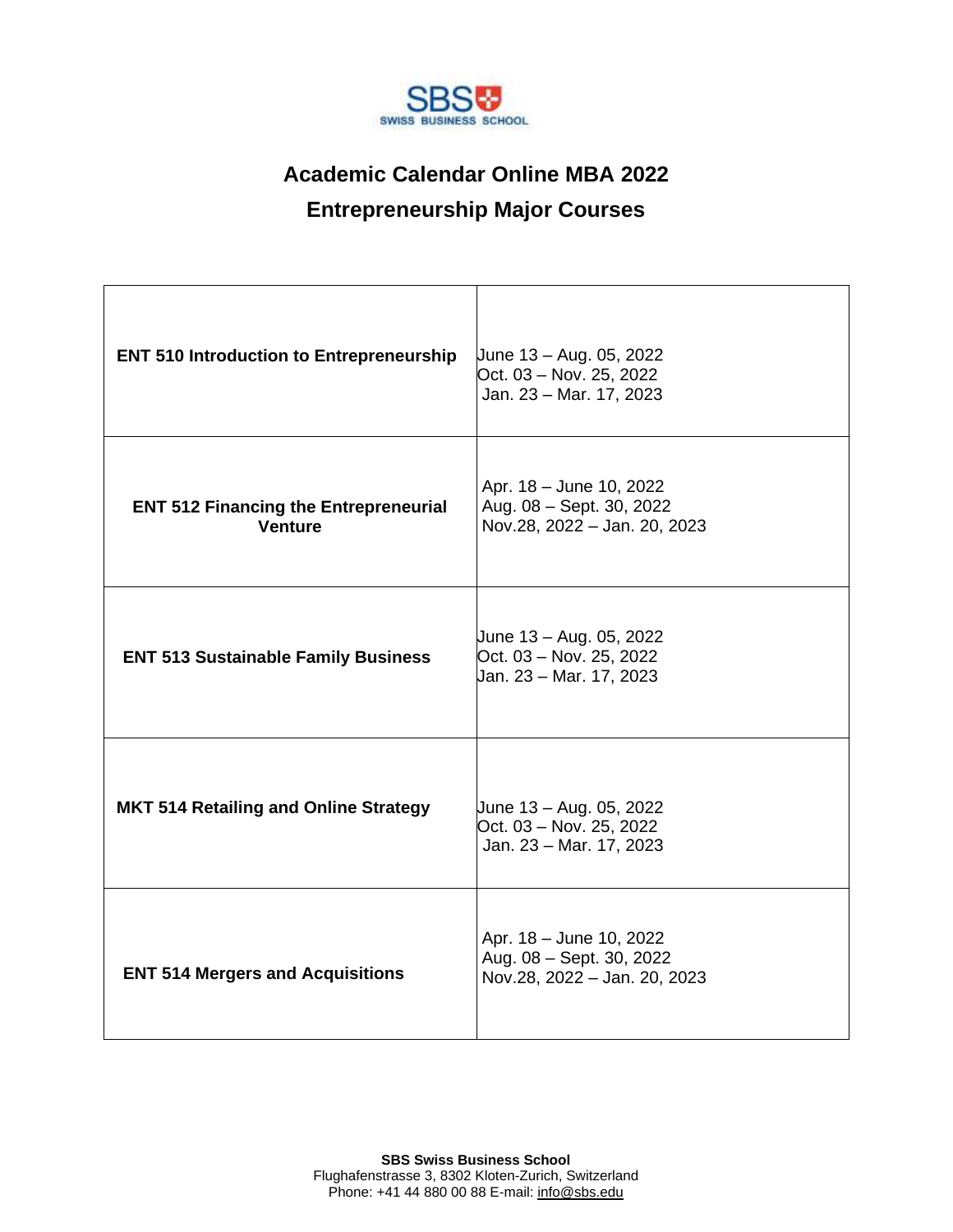# Academic Calendar Online MBA 2022

## Entrepreneurship Major Courses

| Course | Dates |
|---|---|
| **ENT 510 Introduction to Entrepreneurship** | June 13 – Aug. 05, 2022<br>Oct. 03 – Nov. 25, 2022<br>Jan. 23 – Mar. 17, 2023 |
| **ENT 512 Financing the Entrepreneurial Venture** | Apr. 18 – June 10, 2022<br>Aug. 08 – Sept. 30, 2022<br>Nov.28, 2022 – Jan. 20, 2023 |
| **ENT 513 Sustainable Family Business** | June 13 – Aug. 05, 2022<br>Oct. 03 – Nov. 25, 2022<br>Jan. 23 – Mar. 17, 2023 |
| **MKT 514 Retailing and Online Strategy** | June 13 – Aug. 05, 2022<br>Oct. 03 – Nov. 25, 2022<br>Jan. 23 – Mar. 17, 2023 |
| **ENT 514 Mergers and Acquisitions** | Apr. 18 – June 10, 2022<br>Aug. 08 – Sept. 30, 2022<br>Nov.28, 2022 – Jan. 20, 2023 |

**SBS Swiss Business School**
Flughafenstrasse 3, 8302 Kloten-Zurich, Switzerland
Phone: +41 44 880 00 88 E-mail: info@sbs.edu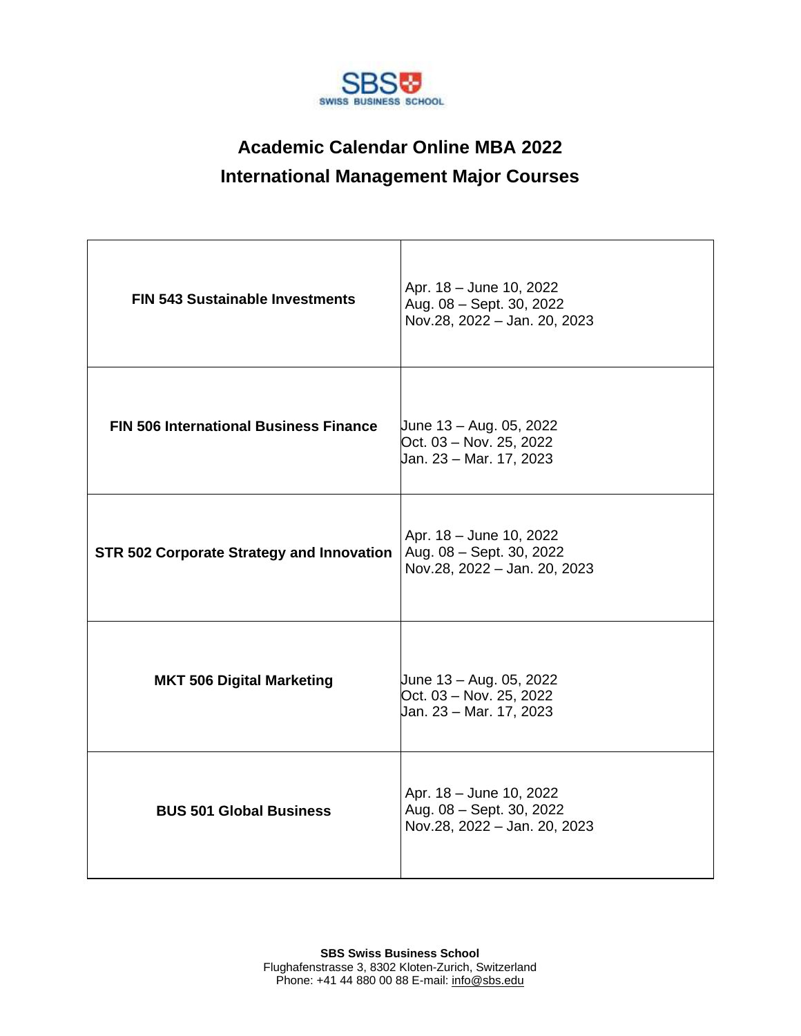# Academic Calendar Online MBA 2022

## International Management Major Courses

| | |
|---|---|
| **FIN 543 Sustainable Investments** | Apr. 18 – June 10, 2022<br>Aug. 08 – Sept. 30, 2022<br>Nov.28, 2022 – Jan. 20, 2023 |
| **FIN 506 International Business Finance** | June 13 – Aug. 05, 2022<br>Oct. 03 – Nov. 25, 2022<br>Jan. 23 – Mar. 17, 2023 |
| **STR 502 Corporate Strategy and Innovation** | Apr. 18 – June 10, 2022<br>Aug. 08 – Sept. 30, 2022<br>Nov.28, 2022 – Jan. 20, 2023 |
| **MKT 506 Digital Marketing** | June 13 – Aug. 05, 2022<br>Oct. 03 – Nov. 25, 2022<br>Jan. 23 – Mar. 17, 2023 |
| **BUS 501 Global Business** | Apr. 18 – June 10, 2022<br>Aug. 08 – Sept. 30, 2022<br>Nov.28, 2022 – Jan. 20, 2023 |

**SBS Swiss Business School**
Flughafenstrasse 3, 8302 Kloten-Zurich, Switzerland
Phone: +41 44 880 00 88 E-mail: info@sbs.edu